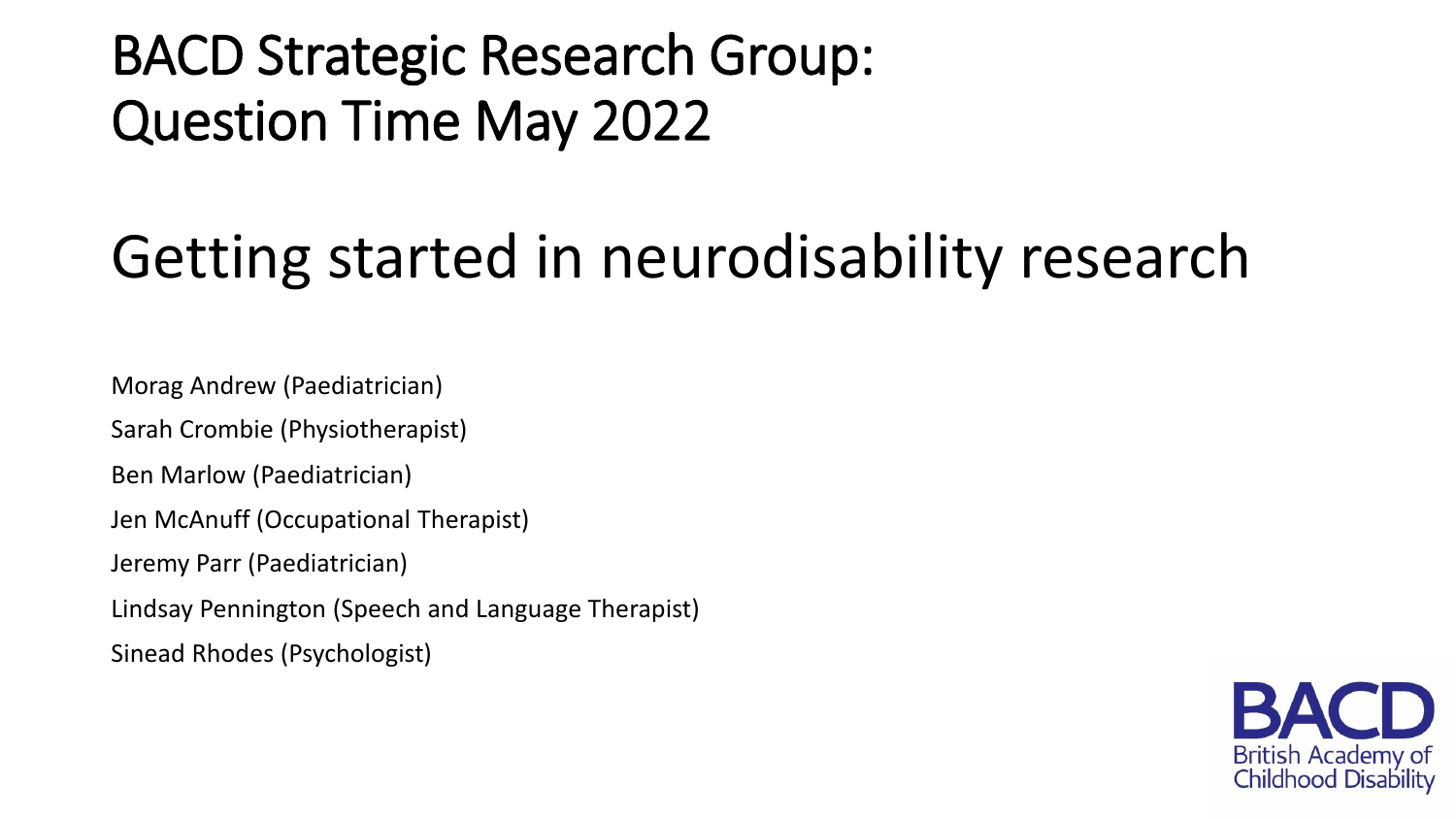# BACD Strategic Research Group: Question Time May 2022

## Getting started in neurodisability research

Morag Andrew (Paediatrician)

Sarah Crombie (Physiotherapist)

Ben Marlow (Paediatrician)

Jen McAnuff (Occupational Therapist)

Jeremy Parr (Paediatrician)

Lindsay Pennington (Speech and Language Therapist)

Sinead Rhodes (Psychologist)

BACD
British Academy of Childhood Disability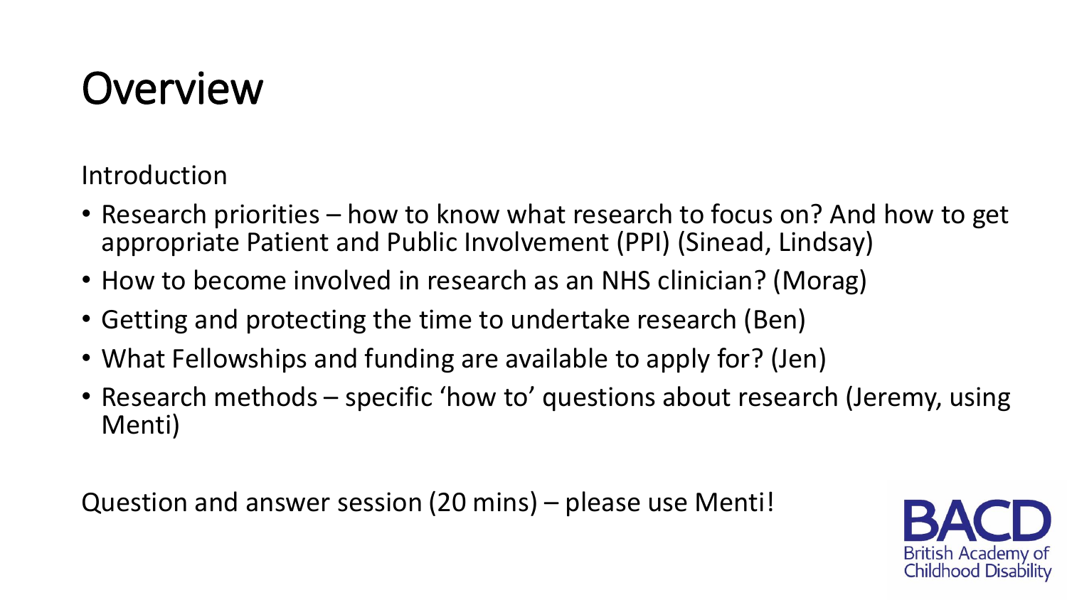# Overview

Introduction

- Research priorities – how to know what research to focus on? And how to get appropriate Patient and Public Involvement (PPI) (Sinead, Lindsay)
- How to become involved in research as an NHS clinician? (Morag)
- Getting and protecting the time to undertake research (Ben)
- What Fellowships and funding are available to apply for? (Jen)
- Research methods – specific 'how to' questions about research (Jeremy, using Menti)

Question and answer session (20 mins) – please use Menti!

BACD British Academy of Childhood Disability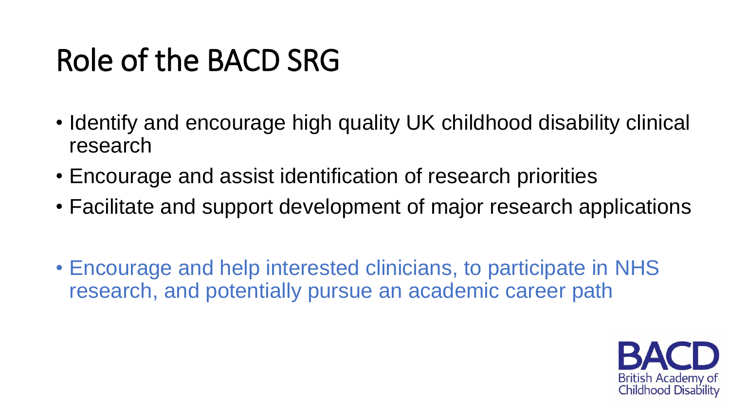# Role of the BACD SRG

- Identify and encourage high quality UK childhood disability clinical research
- Encourage and assist identification of research priorities
- Facilitate and support development of major research applications

- Encourage and help interested clinicians, to participate in NHS research, and potentially pursue an academic career path

BACD
British Academy of Childhood Disability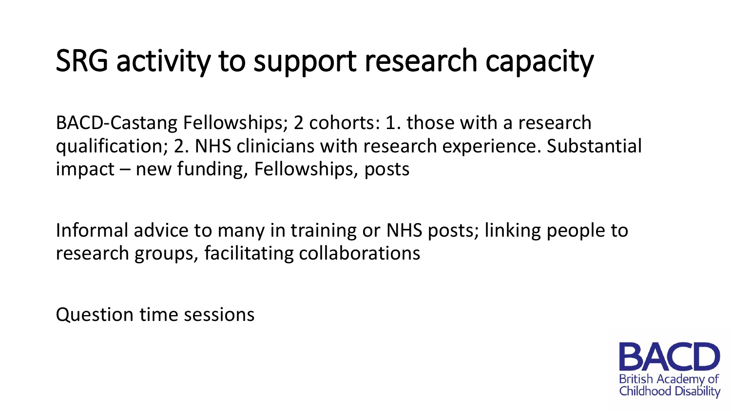# SRG activity to support research capacity

BACD-Castang Fellowships; 2 cohorts: 1. those with a research qualification; 2. NHS clinicians with research experience. Substantial impact – new funding, Fellowships, posts

Informal advice to many in training or NHS posts; linking people to research groups, facilitating collaborations

Question time sessions

BACD
British Academy of Childhood Disability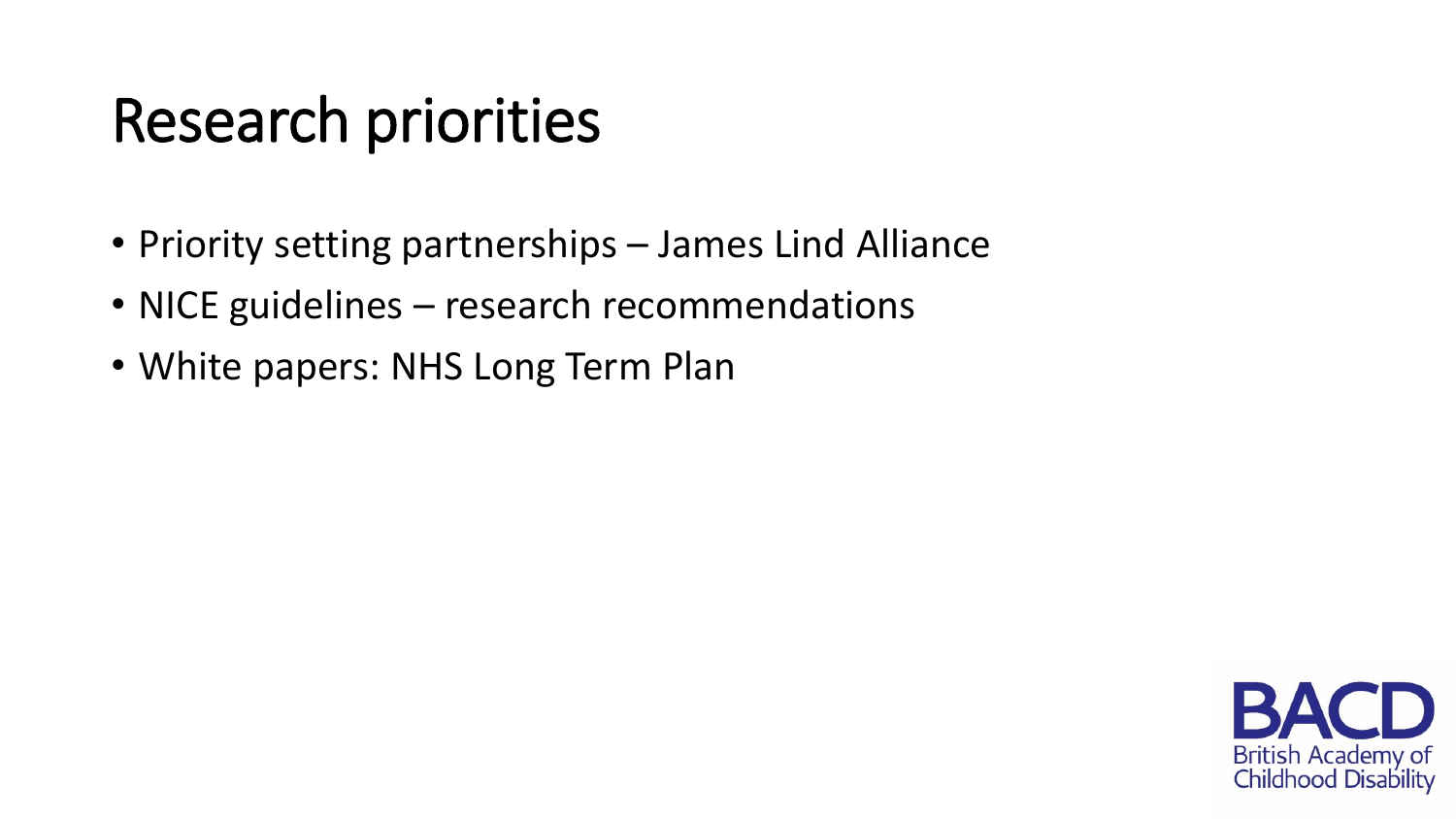# Research priorities

- Priority setting partnerships – James Lind Alliance
- NICE guidelines – research recommendations
- White papers: NHS Long Term Plan

BACD
British Academy of Childhood Disability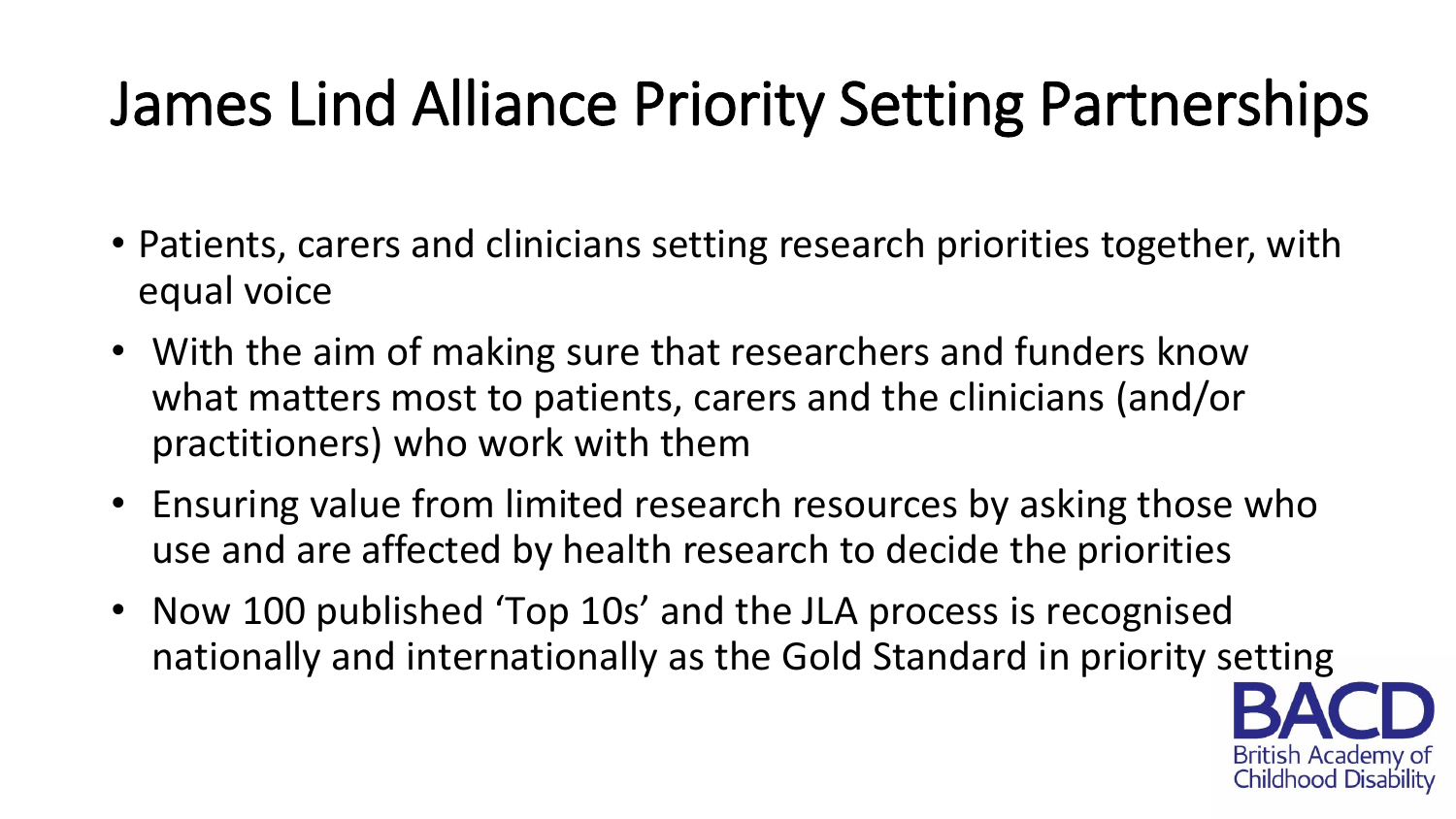# James Lind Alliance Priority Setting Partnerships

- Patients, carers and clinicians setting research priorities together, with equal voice
- With the aim of making sure that researchers and funders know what matters most to patients, carers and the clinicians (and/or practitioners) who work with them
- Ensuring value from limited research resources by asking those who use and are affected by health research to decide the priorities
- Now 100 published 'Top 10s' and the JLA process is recognised nationally and internationally as the Gold Standard in priority setting

BACD
British Academy of Childhood Disability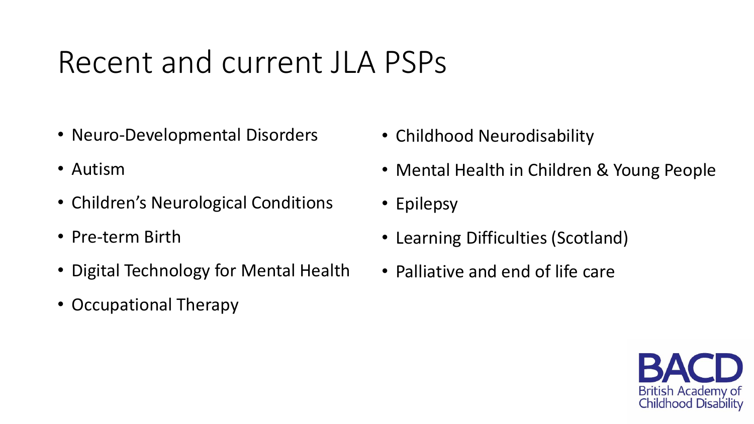# Recent and current JLA PSPs

- Neuro-Developmental Disorders
- Autism
- Children's Neurological Conditions
- Pre-term Birth
- Digital Technology for Mental Health
- Occupational Therapy
- Childhood Neurodisability
- Mental Health in Children & Young People
- Epilepsy
- Learning Difficulties (Scotland)
- Palliative and end of life care

BACD
British Academy of Childhood Disability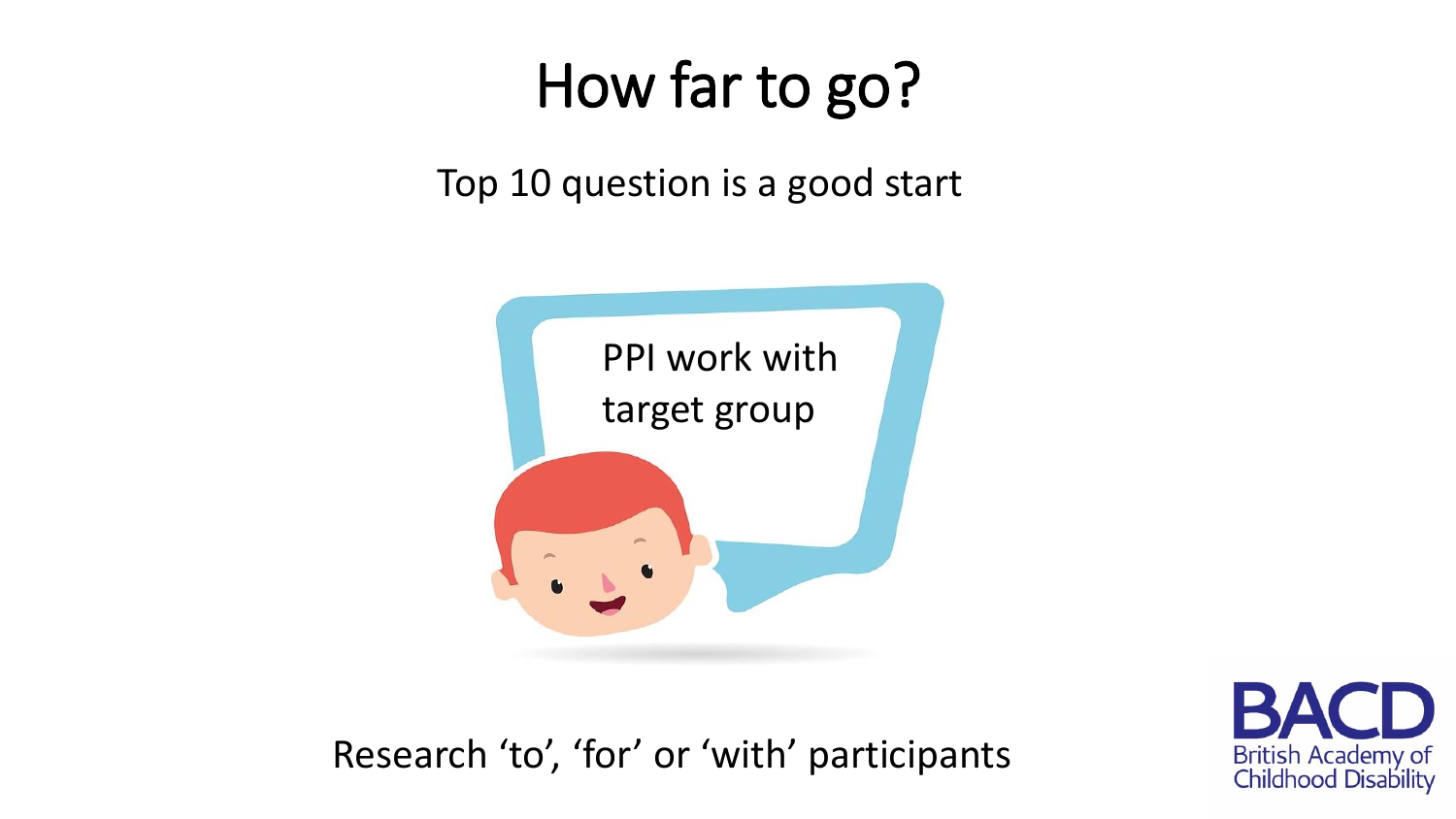# How far to go?

Top 10 question is a good start

PPI work with target group

Research ‘to’, ‘for’ or ‘with’ participants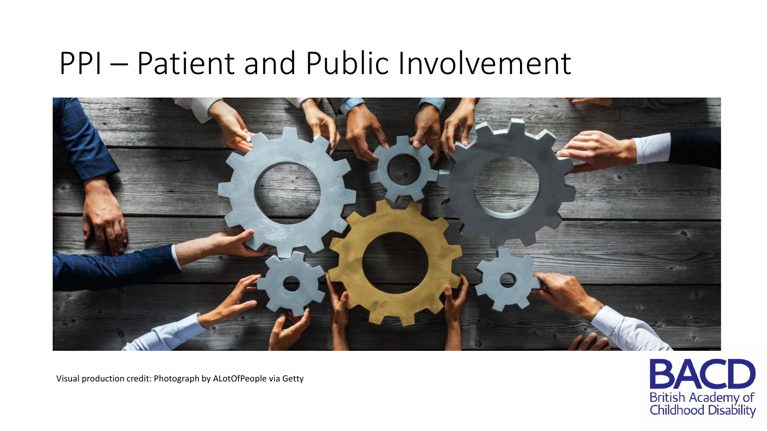# PPI – Patient and Public Involvement

Visual production credit: Photograph by ALotOfPeople via Getty

BACD
British Academy of Childhood Disability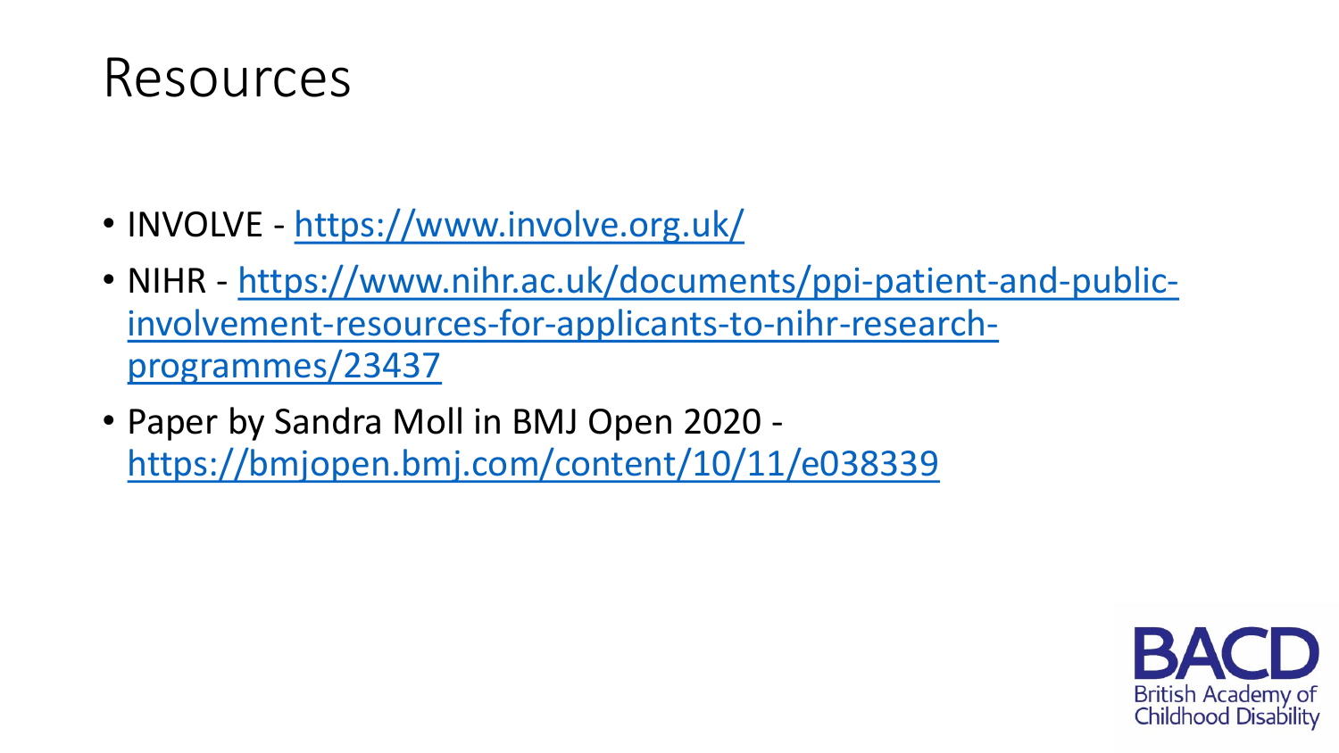# Resources

- INVOLVE - https://www.involve.org.uk/
- NIHR - https://www.nihr.ac.uk/documents/ppi-patient-and-public-involvement-resources-for-applicants-to-nihr-research-programmes/23437
- Paper by Sandra Moll in BMJ Open 2020 - https://bmjopen.bmj.com/content/10/11/e038339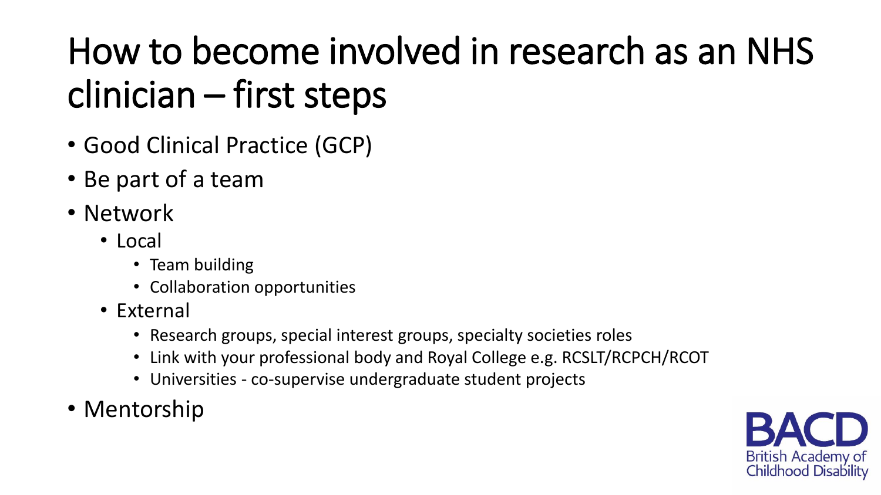# How to become involved in research as an NHS clinician – first steps

- Good Clinical Practice (GCP)
- Be part of a team
- Network
  - Local
    - Team building
    - Collaboration opportunities
  - External
    - Research groups, special interest groups, specialty societies roles
    - Link with your professional body and Royal College e.g. RCSLT/RCPCH/RCOT
    - Universities - co-supervise undergraduate student projects
- Mentorship

BACD
British Academy of Childhood Disability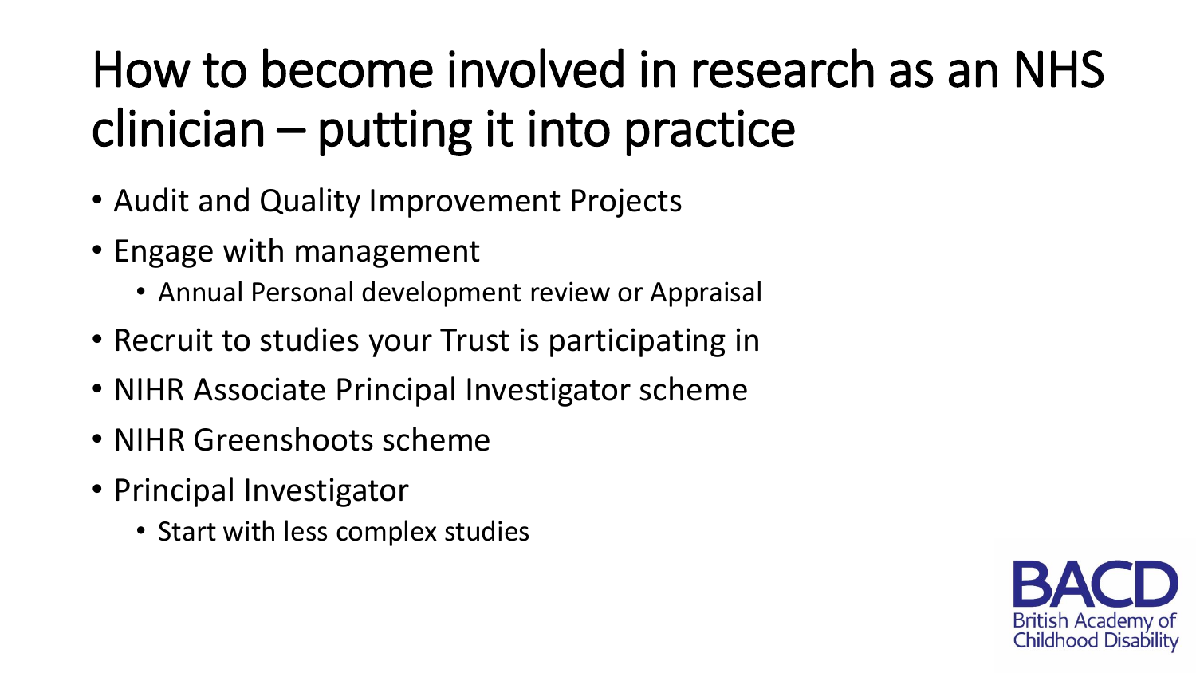# How to become involved in research as an NHS clinician – putting it into practice

- Audit and Quality Improvement Projects
- Engage with management
  - Annual Personal development review or Appraisal
- Recruit to studies your Trust is participating in
- NIHR Associate Principal Investigator scheme
- NIHR Greenshoots scheme
- Principal Investigator
  - Start with less complex studies

BACD
British Academy of Childhood Disability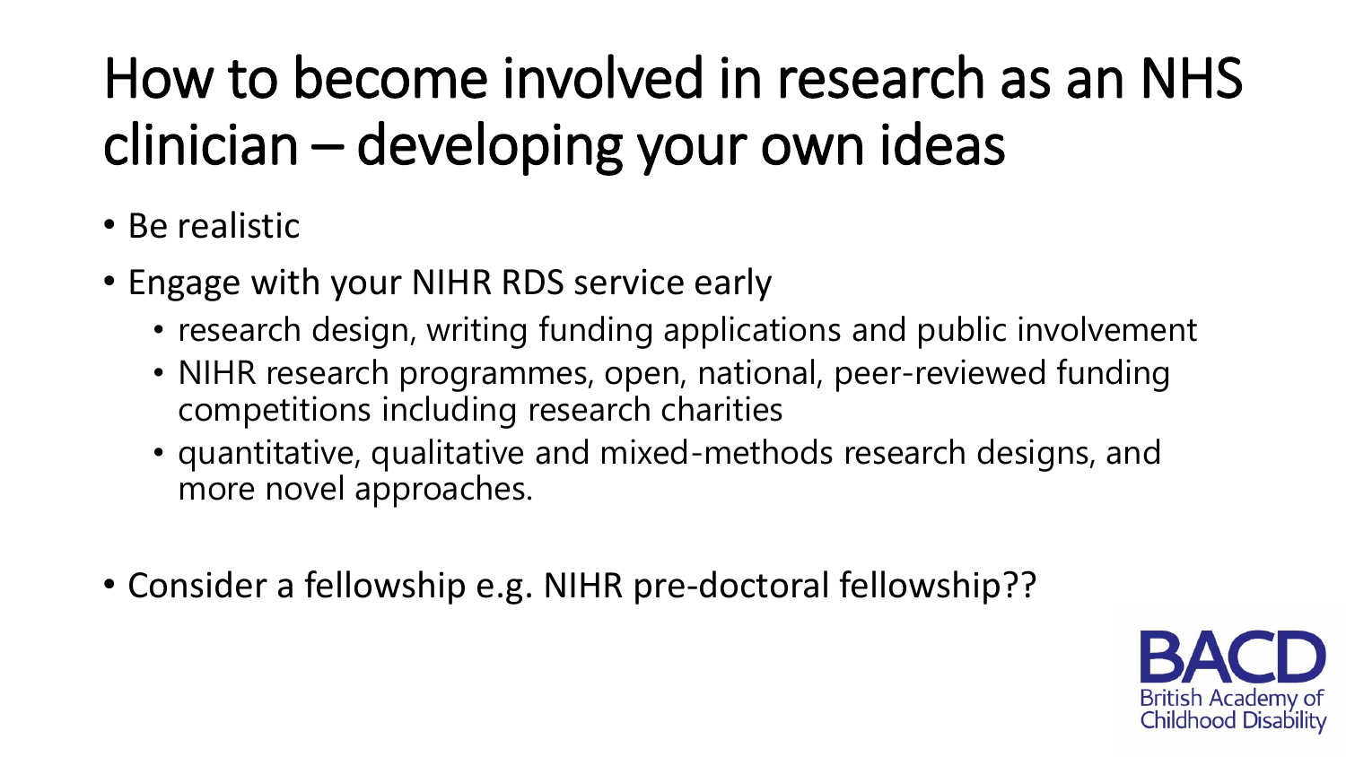# How to become involved in research as an NHS clinician – developing your own ideas

- Be realistic
- Engage with your NIHR RDS service early
  - research design, writing funding applications and public involvement
  - NIHR research programmes, open, national, peer-reviewed funding competitions including research charities
  - quantitative, qualitative and mixed-methods research designs, and more novel approaches.
- Consider a fellowship e.g. NIHR pre-doctoral fellowship??

BACD
British Academy of Childhood Disability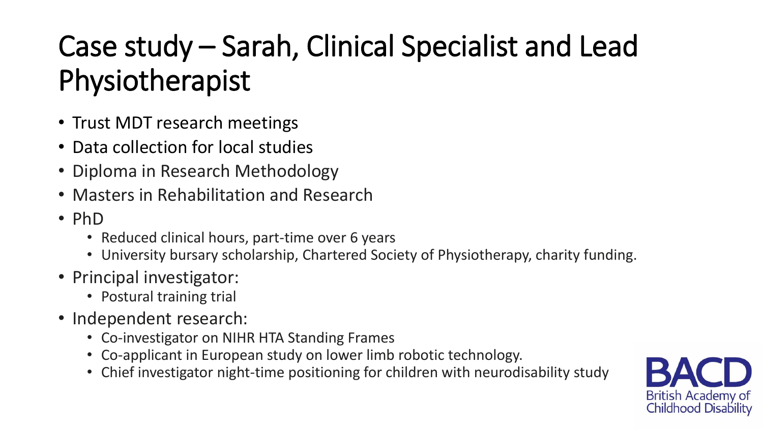# Case study – Sarah, Clinical Specialist and Lead Physiotherapist

- Trust MDT research meetings
- Data collection for local studies
- Diploma in Research Methodology
- Masters in Rehabilitation and Research
- PhD
  - Reduced clinical hours, part-time over 6 years
  - University bursary scholarship, Chartered Society of Physiotherapy, charity funding.
- Principal investigator:
  - Postural training trial
- Independent research:
  - Co-investigator on NIHR HTA Standing Frames
  - Co-applicant in European study on lower limb robotic technology.
  - Chief investigator night-time positioning for children with neurodisability study

BACD British Academy of Childhood Disability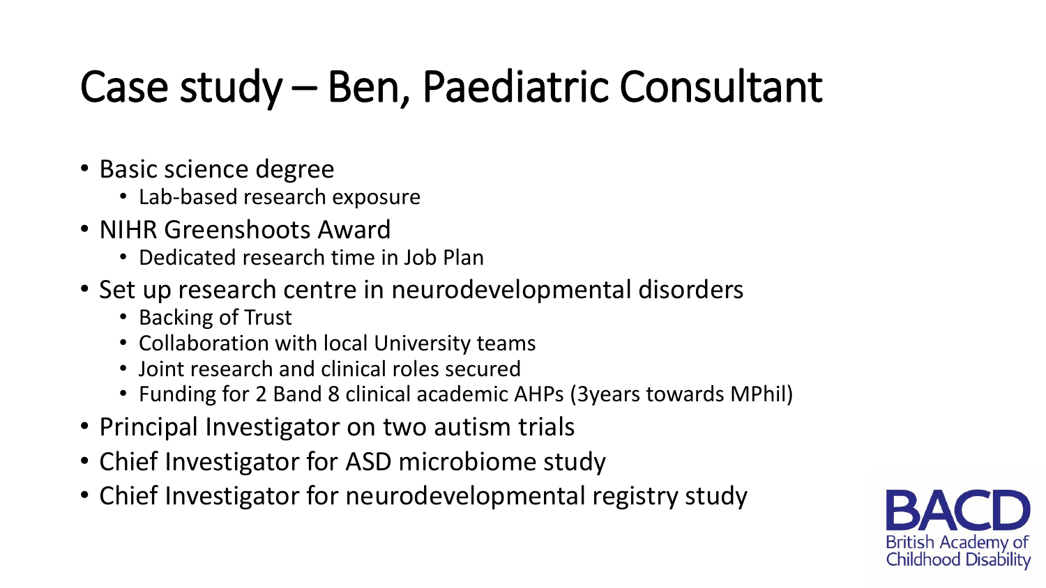# Case study – Ben, Paediatric Consultant

- Basic science degree
  - Lab-based research exposure
- NIHR Greenshoots Award
  - Dedicated research time in Job Plan
- Set up research centre in neurodevelopmental disorders
  - Backing of Trust
  - Collaboration with local University teams
  - Joint research and clinical roles secured
  - Funding for 2 Band 8 clinical academic AHPs (3years towards MPhil)
- Principal Investigator on two autism trials
- Chief Investigator for ASD microbiome study
- Chief Investigator for neurodevelopmental registry study

BACD
British Academy of Childhood Disability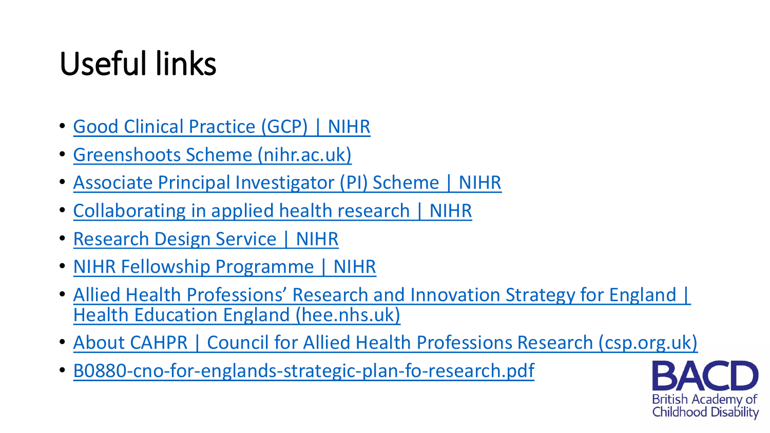# Useful links

- Good Clinical Practice (GCP) | NIHR
- Greenshoots Scheme (nihr.ac.uk)
- Associate Principal Investigator (PI) Scheme | NIHR
- Collaborating in applied health research | NIHR
- Research Design Service | NIHR
- NIHR Fellowship Programme | NIHR
- Allied Health Professions' Research and Innovation Strategy for England | Health Education England (hee.nhs.uk)
- About CAHPR | Council for Allied Health Professions Research (csp.org.uk)
- B0880-cno-for-englands-strategic-plan-fo-research.pdf

BACD
British Academy of Childhood Disability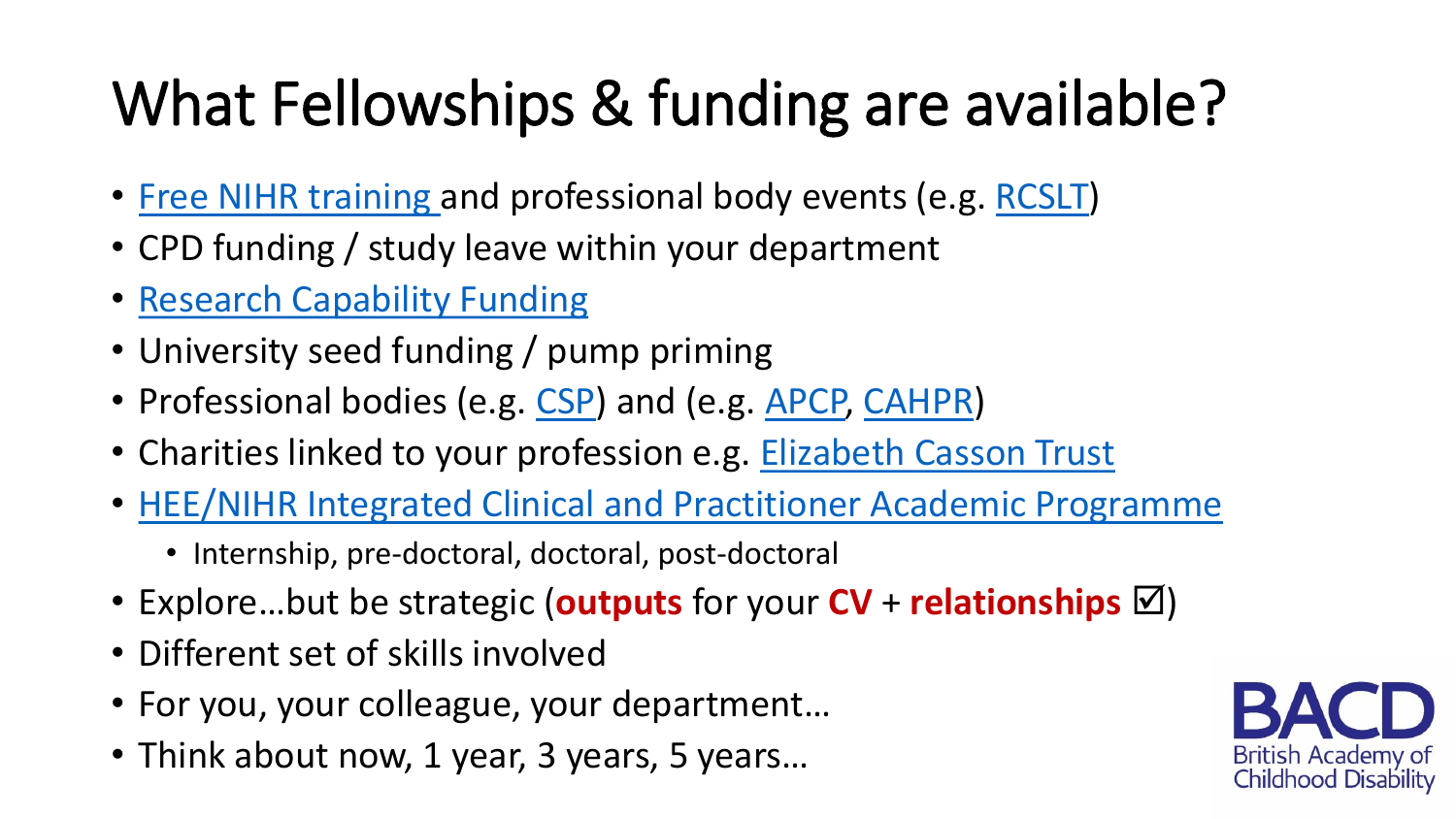# What Fellowships & funding are available?

- Free NIHR training and professional body events (e.g. RCSLT)
- CPD funding / study leave within your department
- Research Capability Funding
- University seed funding / pump priming
- Professional bodies (e.g. CSP) and (e.g. APCP, CAHPR)
- Charities linked to your profession e.g. Elizabeth Casson Trust
- HEE/NIHR Integrated Clinical and Practitioner Academic Programme
  - Internship, pre-doctoral, doctoral, post-doctoral
- Explore…but be strategic (**outputs** for your **CV** + **relationships** ☑)
- Different set of skills involved
- For you, your colleague, your department…
- Think about now, 1 year, 3 years, 5 years…

BACD
British Academy of Childhood Disability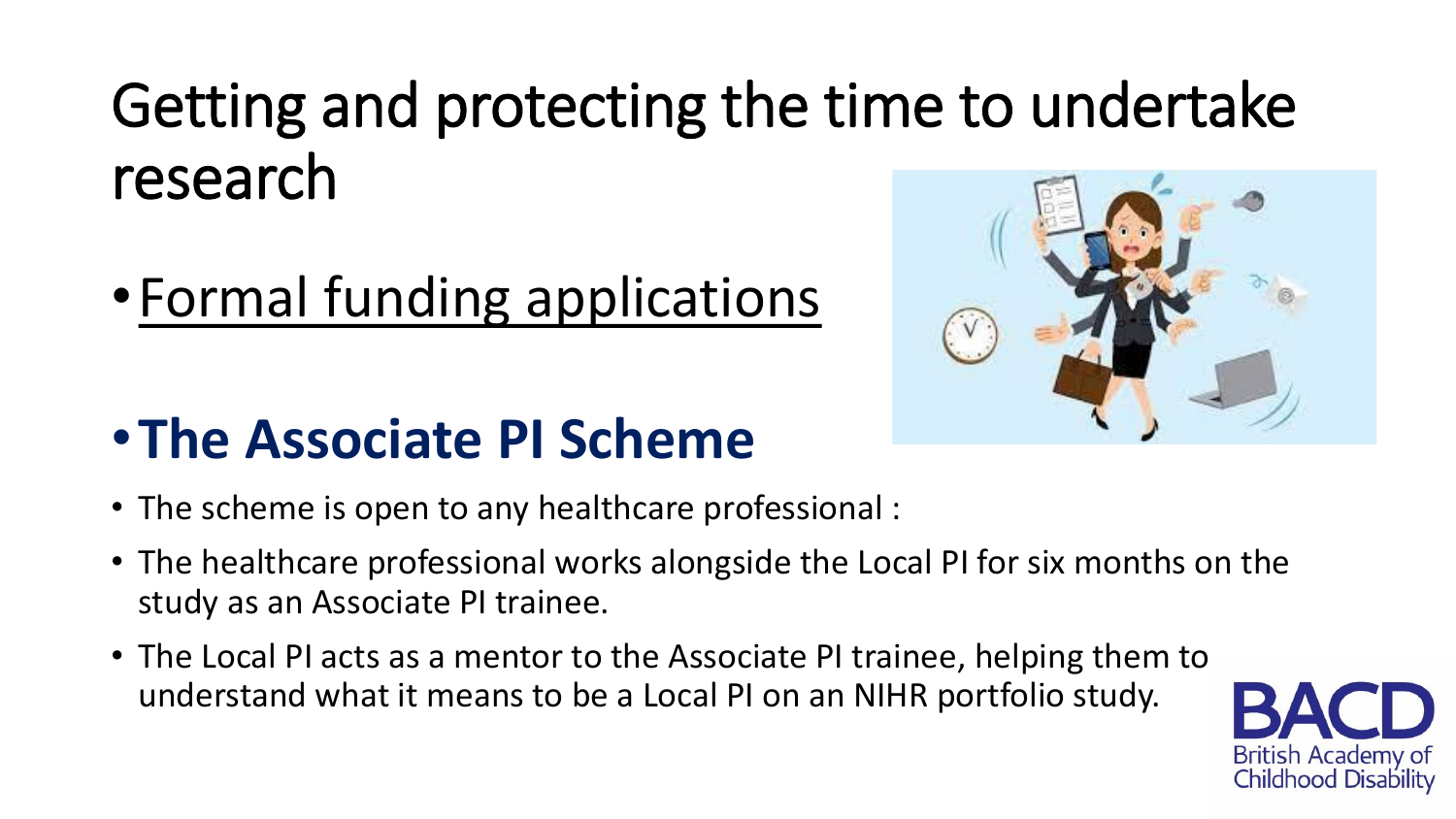# Getting and protecting the time to undertake research

- Formal funding applications

- **The Associate PI Scheme**

- The scheme is open to any healthcare professional :
- The healthcare professional works alongside the Local PI for six months on the study as an Associate PI trainee.
- The Local PI acts as a mentor to the Associate PI trainee, helping them to understand what it means to be a Local PI on an NIHR portfolio study.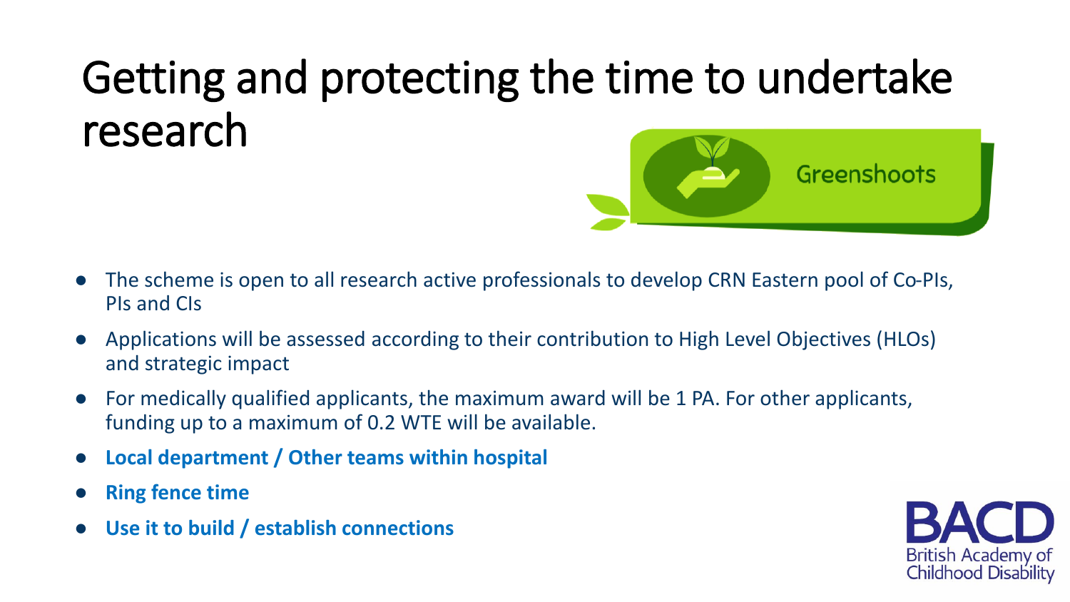# Getting and protecting the time to undertake research

Greenshoots

- The scheme is open to all research active professionals to develop CRN Eastern pool of Co-PIs, PIs and CIs
- Applications will be assessed according to their contribution to High Level Objectives (HLOs) and strategic impact
- For medically qualified applicants, the maximum award will be 1 PA. For other applicants, funding up to a maximum of 0.2 WTE will be available.
- **Local department / Other teams within hospital**
- **Ring fence time**
- **Use it to build / establish connections**

BACD British Academy of Childhood Disability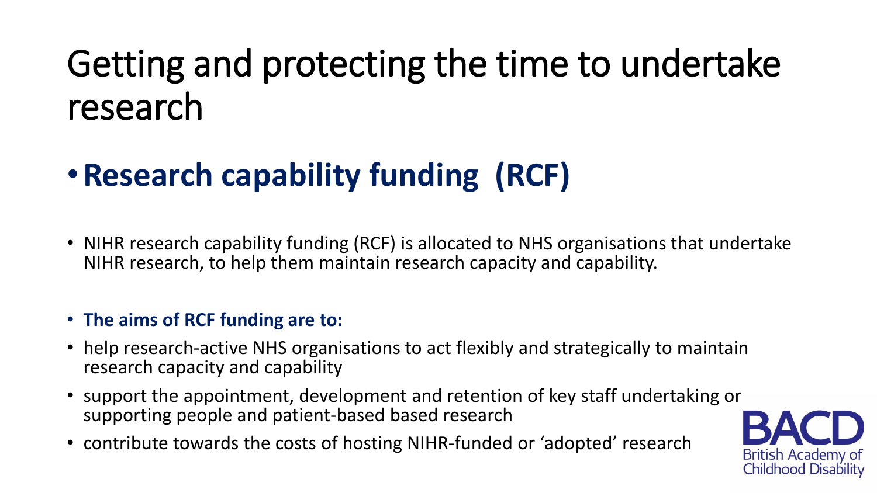# Getting and protecting the time to undertake research

- **Research capability funding (RCF)**

- NIHR research capability funding (RCF) is allocated to NHS organisations that undertake NIHR research, to help them maintain research capacity and capability.

- **The aims of RCF funding are to:**
- help research-active NHS organisations to act flexibly and strategically to maintain research capacity and capability
- support the appointment, development and retention of key staff undertaking or supporting people and patient-based based research
- contribute towards the costs of hosting NIHR-funded or 'adopted' research

BACD British Academy of Childhood Disability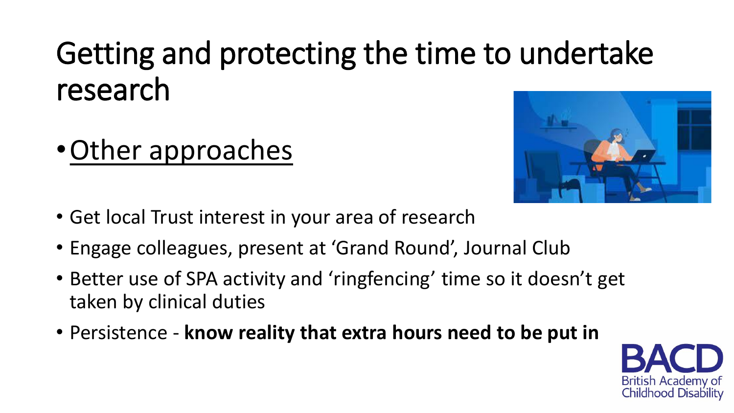# Getting and protecting the time to undertake research

- <u>Other approaches</u>

- Get local Trust interest in your area of research
- Engage colleagues, present at 'Grand Round', Journal Club
- Better use of SPA activity and 'ringfencing' time so it doesn't get taken by clinical duties
- Persistence - **know reality that extra hours need to be put in**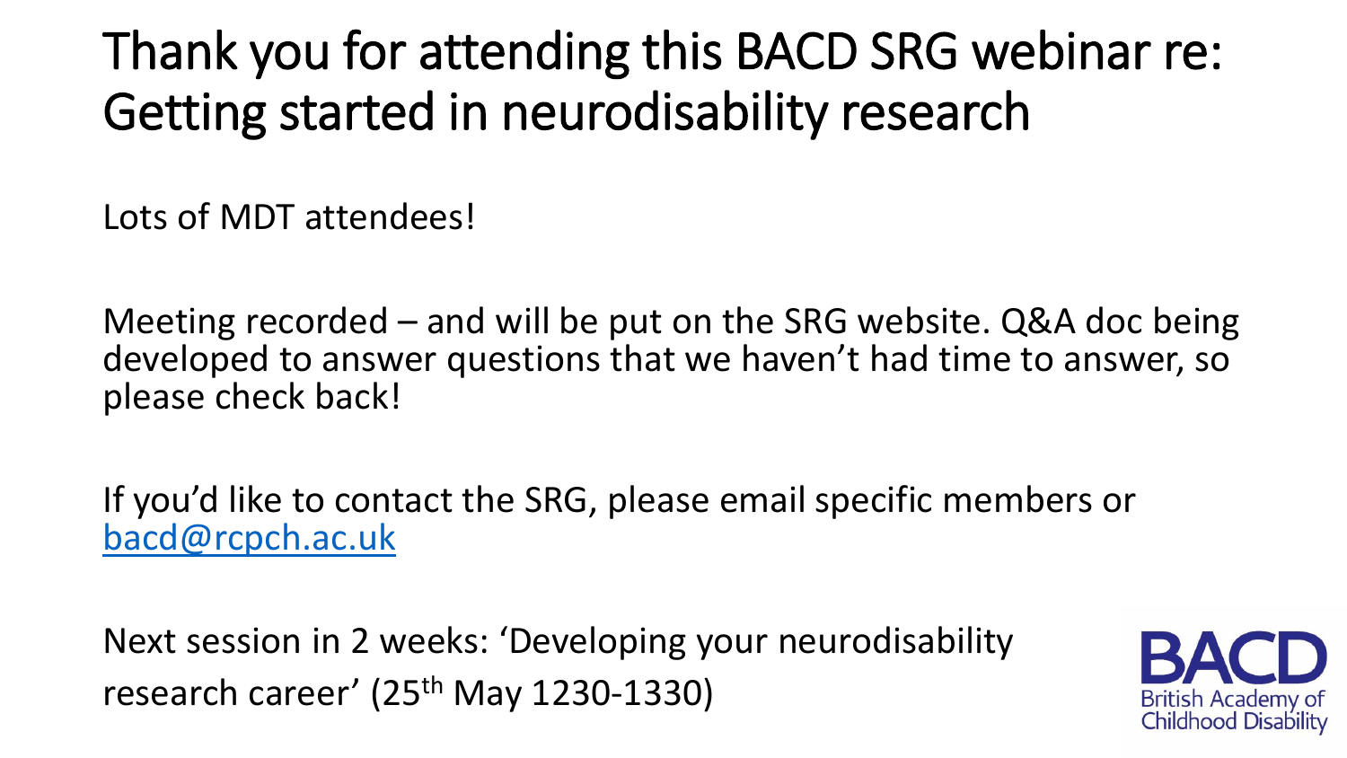# Thank you for attending this BACD SRG webinar re: Getting started in neurodisability research

Lots of MDT attendees!

Meeting recorded – and will be put on the SRG website. Q&A doc being developed to answer questions that we haven't had time to answer, so please check back!

If you'd like to contact the SRG, please email specific members or bacd@rcpch.ac.uk

Next session in 2 weeks: 'Developing your neurodisability research career' (25th May 1230-1330)

BACD
British Academy of Childhood Disability